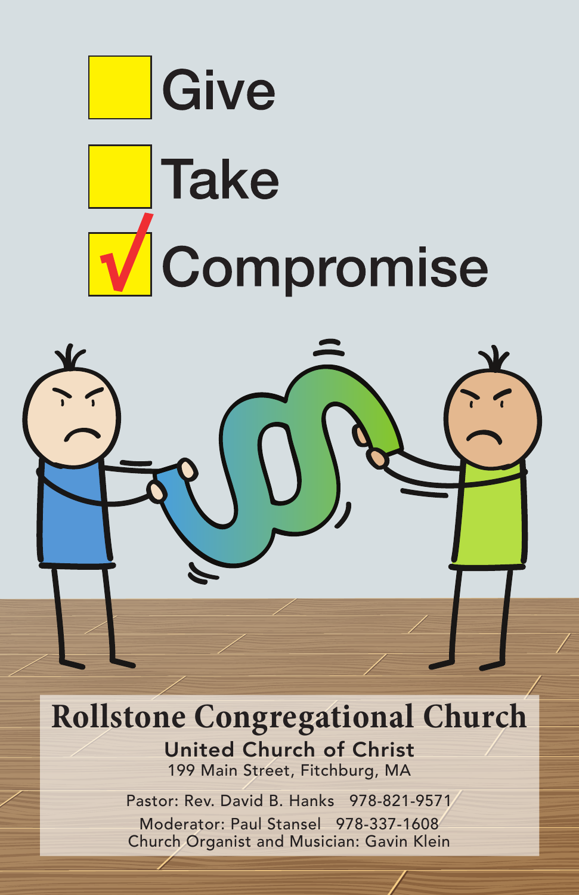- [ ] Give
- [ ] Take
- [x] Compromise

# Rollstone Congregational Church

## United Church of Christ

199 Main Street, Fitchburg, MA

Pastor: Rev. David B. Hanks 978-821-9571

Moderator: Paul Stansel 978-337-1608

Church Organist and Musician: Gavin Klein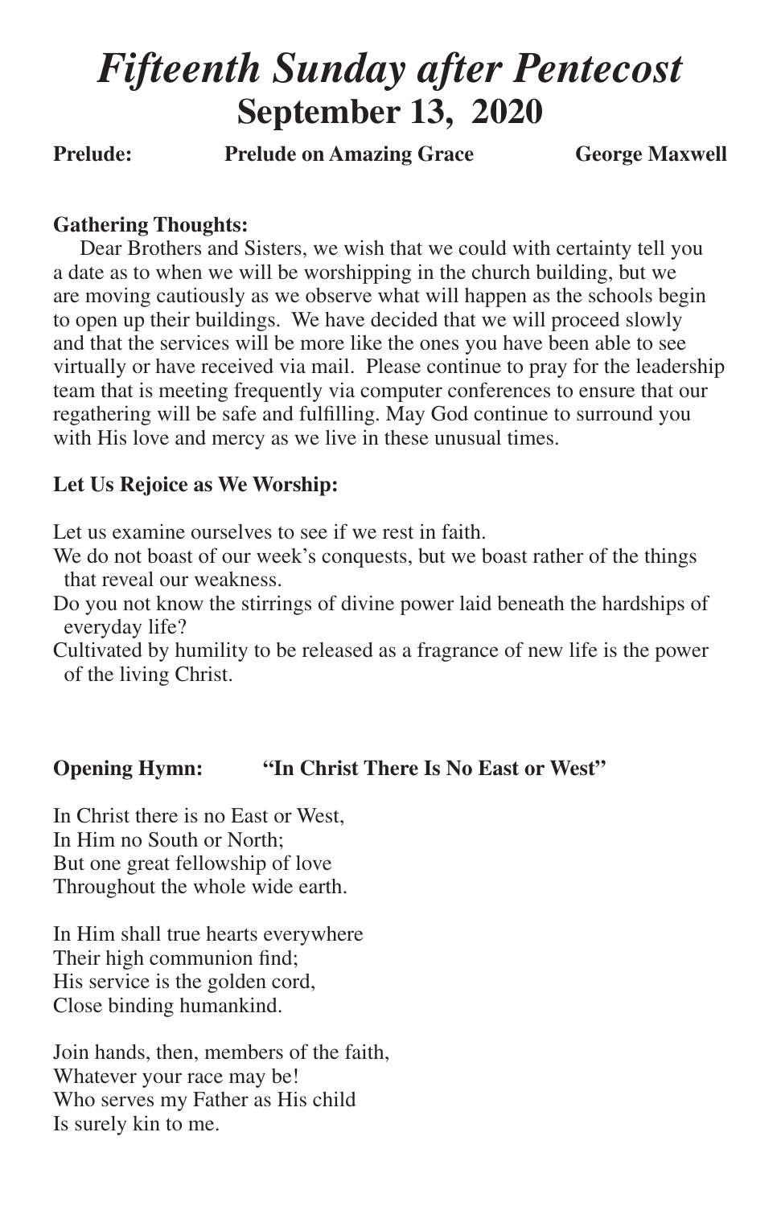# *Fifteenth Sunday after Pentecost*

## September 13, 2020

**Prelude:** **Prelude on Amazing Grace** **George Maxwell**

**Gathering Thoughts:**

Dear Brothers and Sisters, we wish that we could with certainty tell you a date as to when we will be worshipping in the church building, but we are moving cautiously as we observe what will happen as the schools begin to open up their buildings. We have decided that we will proceed slowly and that the services will be more like the ones you have been able to see virtually or have received via mail. Please continue to pray for the leadership team that is meeting frequently via computer conferences to ensure that our regathering will be safe and fulfilling. May God continue to surround you with His love and mercy as we live in these unusual times.

**Let Us Rejoice as We Worship:**

Let us examine ourselves to see if we rest in faith.
We do not boast of our week's conquests, but we boast rather of the things that reveal our weakness.
Do you not know the stirrings of divine power laid beneath the hardships of everyday life?
Cultivated by humility to be released as a fragrance of new life is the power of the living Christ.

**Opening Hymn:** **"In Christ There Is No East or West"**

In Christ there is no East or West,
In Him no South or North;
But one great fellowship of love
Throughout the whole wide earth.

In Him shall true hearts everywhere
Their high communion find;
His service is the golden cord,
Close binding humankind.

Join hands, then, members of the faith,
Whatever your race may be!
Who serves my Father as His child
Is surely kin to me.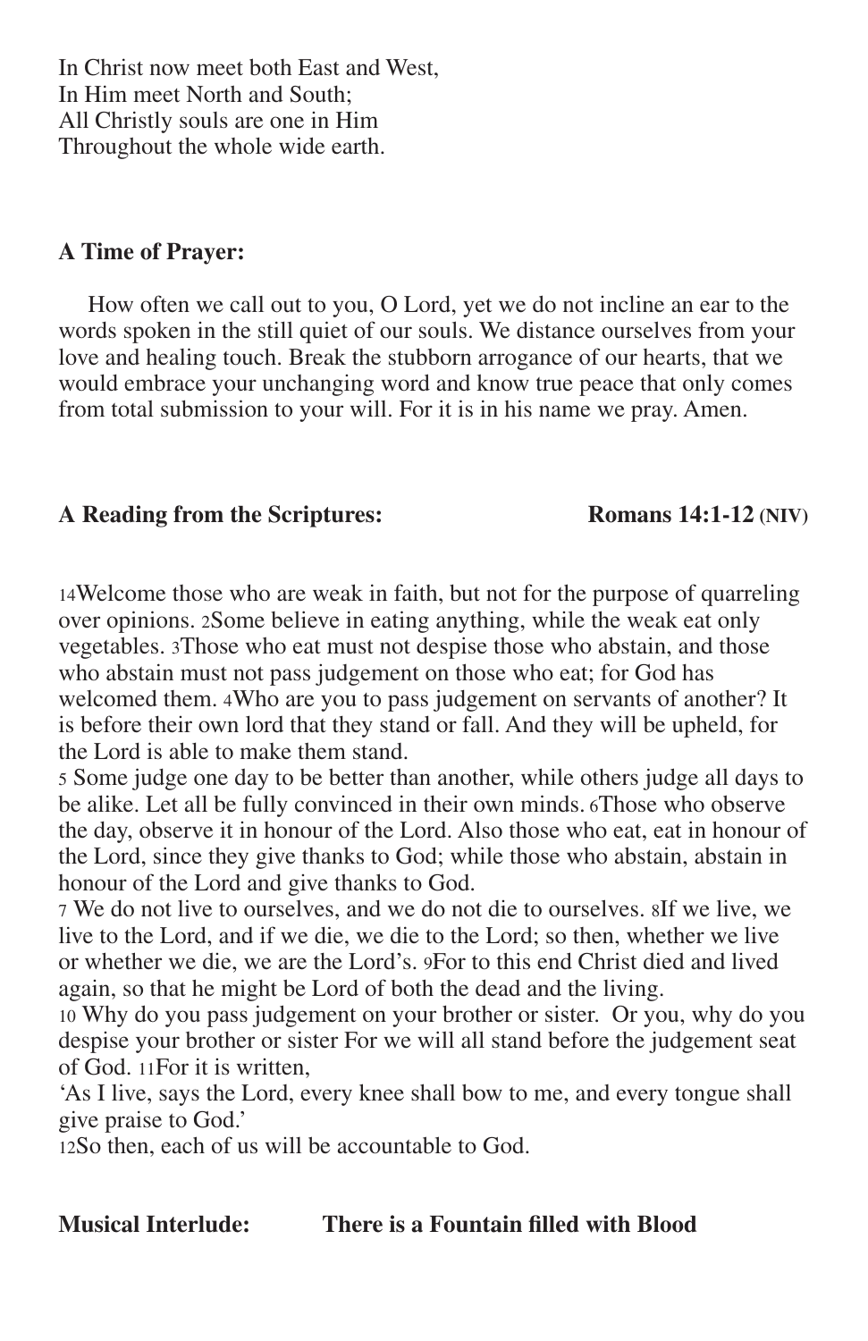In Christ now meet both East and West,
In Him meet North and South;
All Christly souls are one in Him
Throughout the whole wide earth.

**A Time of Prayer:**

How often we call out to you, O Lord, yet we do not incline an ear to the words spoken in the still quiet of our souls. We distance ourselves from your love and healing touch. Break the stubborn arrogance of our hearts, that we would embrace your unchanging word and know true peace that only comes from total submission to your will. For it is in his name we pray. Amen.

**A Reading from the Scriptures:** **Romans 14:1-12 (NIV)**

14Welcome those who are weak in faith, but not for the purpose of quarreling over opinions. 2Some believe in eating anything, while the weak eat only vegetables. 3Those who eat must not despise those who abstain, and those who abstain must not pass judgement on those who eat; for God has welcomed them. 4Who are you to pass judgement on servants of another? It is before their own lord that they stand or fall. And they will be upheld, for the Lord is able to make them stand.
5 Some judge one day to be better than another, while others judge all days to be alike. Let all be fully convinced in their own minds. 6Those who observe the day, observe it in honour of the Lord. Also those who eat, eat in honour of the Lord, since they give thanks to God; while those who abstain, abstain in honour of the Lord and give thanks to God.
7 We do not live to ourselves, and we do not die to ourselves. 8If we live, we live to the Lord, and if we die, we die to the Lord; so then, whether we live or whether we die, we are the Lord's. 9For to this end Christ died and lived again, so that he might be Lord of both the dead and the living.
10 Why do you pass judgement on your brother or sister. Or you, why do you despise your brother or sister For we will all stand before the judgement seat of God. 11For it is written,
'As I live, says the Lord, every knee shall bow to me, and every tongue shall give praise to God.'
12So then, each of us will be accountable to God.

**Musical Interlude:** **There is a Fountain filled with Blood**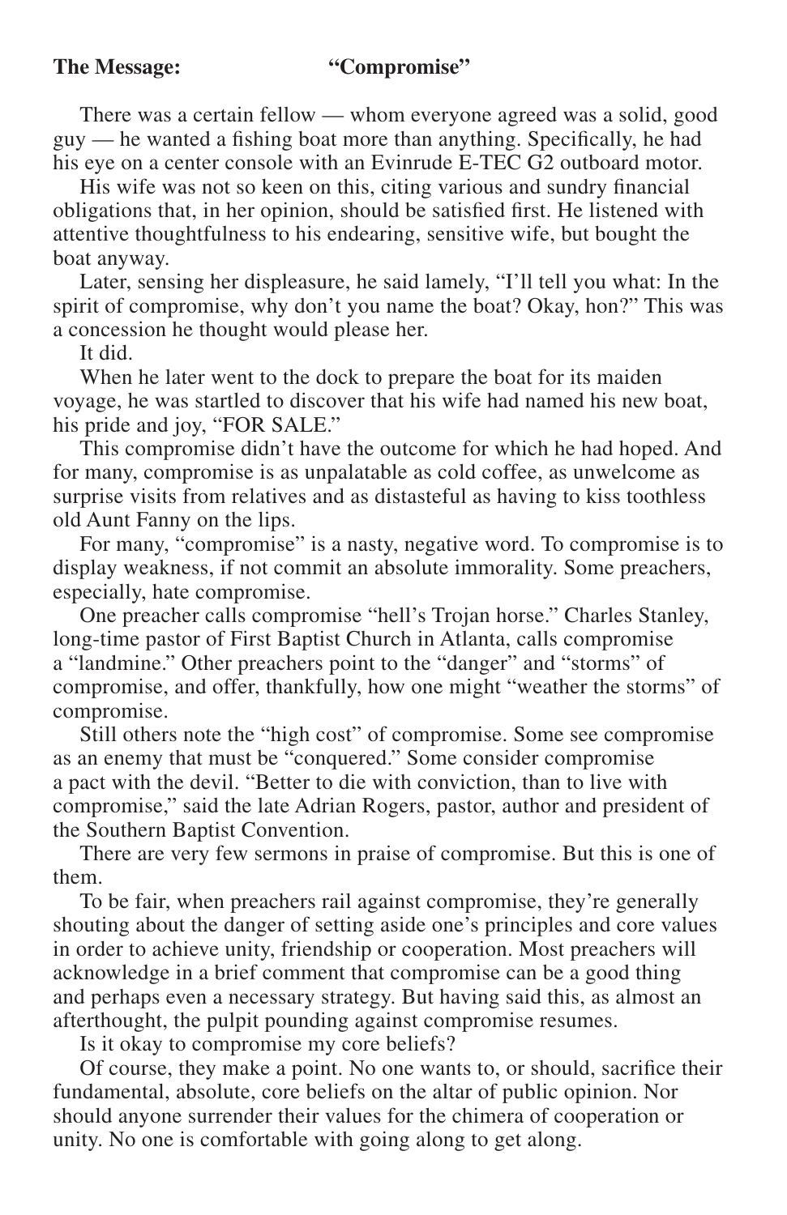**The Message:** **"Compromise"**

There was a certain fellow — whom everyone agreed was a solid, good guy — he wanted a fishing boat more than anything. Specifically, he had his eye on a center console with an Evinrude E-TEC G2 outboard motor.

His wife was not so keen on this, citing various and sundry financial obligations that, in her opinion, should be satisfied first. He listened with attentive thoughtfulness to his endearing, sensitive wife, but bought the boat anyway.

Later, sensing her displeasure, he said lamely, "I'll tell you what: In the spirit of compromise, why don't you name the boat? Okay, hon?" This was a concession he thought would please her.

It did.

When he later went to the dock to prepare the boat for its maiden voyage, he was startled to discover that his wife had named his new boat, his pride and joy, "FOR SALE."

This compromise didn't have the outcome for which he had hoped. And for many, compromise is as unpalatable as cold coffee, as unwelcome as surprise visits from relatives and as distasteful as having to kiss toothless old Aunt Fanny on the lips.

For many, "compromise" is a nasty, negative word. To compromise is to display weakness, if not commit an absolute immorality. Some preachers, especially, hate compromise.

One preacher calls compromise "hell's Trojan horse." Charles Stanley, long-time pastor of First Baptist Church in Atlanta, calls compromise a "landmine." Other preachers point to the "danger" and "storms" of compromise, and offer, thankfully, how one might "weather the storms" of compromise.

Still others note the "high cost" of compromise. Some see compromise as an enemy that must be "conquered." Some consider compromise a pact with the devil. "Better to die with conviction, than to live with compromise," said the late Adrian Rogers, pastor, author and president of the Southern Baptist Convention.

There are very few sermons in praise of compromise. But this is one of them.

To be fair, when preachers rail against compromise, they're generally shouting about the danger of setting aside one's principles and core values in order to achieve unity, friendship or cooperation. Most preachers will acknowledge in a brief comment that compromise can be a good thing and perhaps even a necessary strategy. But having said this, as almost an afterthought, the pulpit pounding against compromise resumes.

Is it okay to compromise my core beliefs?

Of course, they make a point. No one wants to, or should, sacrifice their fundamental, absolute, core beliefs on the altar of public opinion. Nor should anyone surrender their values for the chimera of cooperation or unity. No one is comfortable with going along to get along.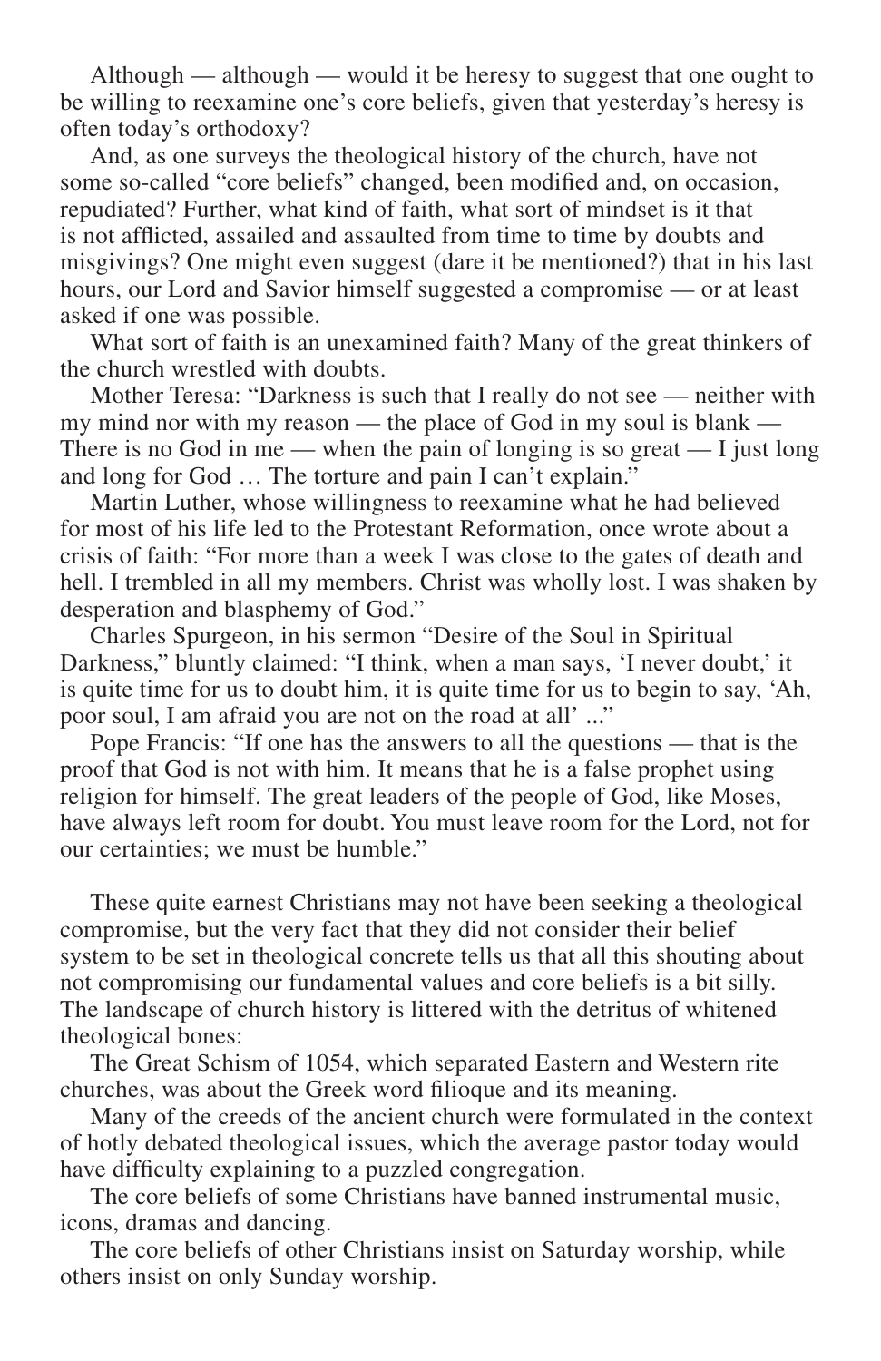Although — although — would it be heresy to suggest that one ought to be willing to reexamine one's core beliefs, given that yesterday's heresy is often today's orthodoxy?

And, as one surveys the theological history of the church, have not some so-called "core beliefs" changed, been modified and, on occasion, repudiated? Further, what kind of faith, what sort of mindset is it that is not afflicted, assailed and assaulted from time to time by doubts and misgivings? One might even suggest (dare it be mentioned?) that in his last hours, our Lord and Savior himself suggested a compromise — or at least asked if one was possible.

What sort of faith is an unexamined faith? Many of the great thinkers of the church wrestled with doubts.

Mother Teresa: "Darkness is such that I really do not see — neither with my mind nor with my reason — the place of God in my soul is blank — There is no God in me — when the pain of longing is so great — I just long and long for God … The torture and pain I can't explain."

Martin Luther, whose willingness to reexamine what he had believed for most of his life led to the Protestant Reformation, once wrote about a crisis of faith: "For more than a week I was close to the gates of death and hell. I trembled in all my members. Christ was wholly lost. I was shaken by desperation and blasphemy of God."

Charles Spurgeon, in his sermon "Desire of the Soul in Spiritual Darkness," bluntly claimed: "I think, when a man says, 'I never doubt,' it is quite time for us to doubt him, it is quite time for us to begin to say, 'Ah, poor soul, I am afraid you are not on the road at all' ..."

Pope Francis: "If one has the answers to all the questions — that is the proof that God is not with him. It means that he is a false prophet using religion for himself. The great leaders of the people of God, like Moses, have always left room for doubt. You must leave room for the Lord, not for our certainties; we must be humble."

These quite earnest Christians may not have been seeking a theological compromise, but the very fact that they did not consider their belief system to be set in theological concrete tells us that all this shouting about not compromising our fundamental values and core beliefs is a bit silly. The landscape of church history is littered with the detritus of whitened theological bones:

The Great Schism of 1054, which separated Eastern and Western rite churches, was about the Greek word filioque and its meaning.

Many of the creeds of the ancient church were formulated in the context of hotly debated theological issues, which the average pastor today would have difficulty explaining to a puzzled congregation.

The core beliefs of some Christians have banned instrumental music, icons, dramas and dancing.

The core beliefs of other Christians insist on Saturday worship, while others insist on only Sunday worship.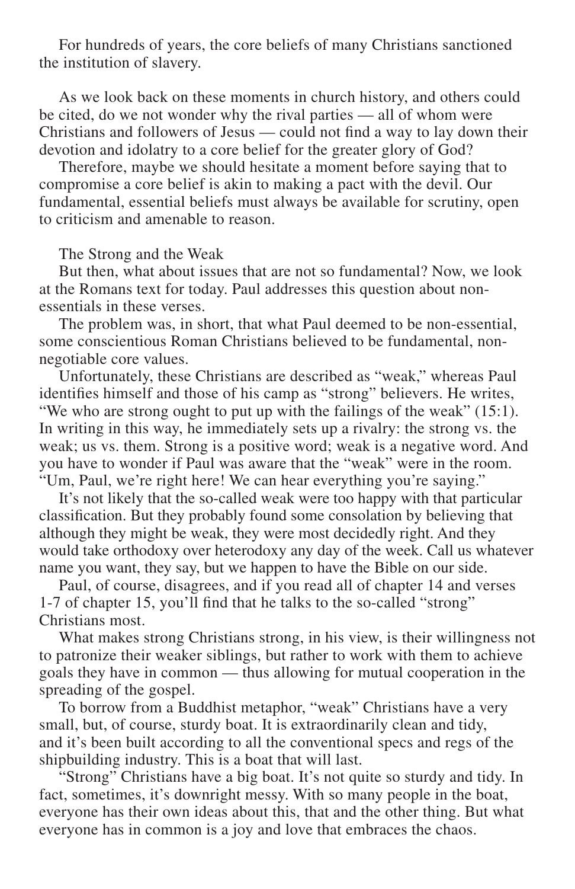For hundreds of years, the core beliefs of many Christians sanctioned the institution of slavery.

As we look back on these moments in church history, and others could be cited, do we not wonder why the rival parties — all of whom were Christians and followers of Jesus — could not find a way to lay down their devotion and idolatry to a core belief for the greater glory of God?

Therefore, maybe we should hesitate a moment before saying that to compromise a core belief is akin to making a pact with the devil. Our fundamental, essential beliefs must always be available for scrutiny, open to criticism and amenable to reason.

## The Strong and the Weak

But then, what about issues that are not so fundamental? Now, we look at the Romans text for today. Paul addresses this question about non-essentials in these verses.

The problem was, in short, that what Paul deemed to be non-essential, some conscientious Roman Christians believed to be fundamental, non-negotiable core values.

Unfortunately, these Christians are described as "weak," whereas Paul identifies himself and those of his camp as "strong" believers. He writes, "We who are strong ought to put up with the failings of the weak" (15:1). In writing in this way, he immediately sets up a rivalry: the strong vs. the weak; us vs. them. Strong is a positive word; weak is a negative word. And you have to wonder if Paul was aware that the "weak" were in the room. "Um, Paul, we're right here! We can hear everything you're saying."

It's not likely that the so-called weak were too happy with that particular classification. But they probably found some consolation by believing that although they might be weak, they were most decidedly right. And they would take orthodoxy over heterodoxy any day of the week. Call us whatever name you want, they say, but we happen to have the Bible on our side.

Paul, of course, disagrees, and if you read all of chapter 14 and verses 1-7 of chapter 15, you'll find that he talks to the so-called "strong" Christians most.

What makes strong Christians strong, in his view, is their willingness not to patronize their weaker siblings, but rather to work with them to achieve goals they have in common — thus allowing for mutual cooperation in the spreading of the gospel.

To borrow from a Buddhist metaphor, "weak" Christians have a very small, but, of course, sturdy boat. It is extraordinarily clean and tidy, and it's been built according to all the conventional specs and regs of the shipbuilding industry. This is a boat that will last.

"Strong" Christians have a big boat. It's not quite so sturdy and tidy. In fact, sometimes, it's downright messy. With so many people in the boat, everyone has their own ideas about this, that and the other thing. But what everyone has in common is a joy and love that embraces the chaos.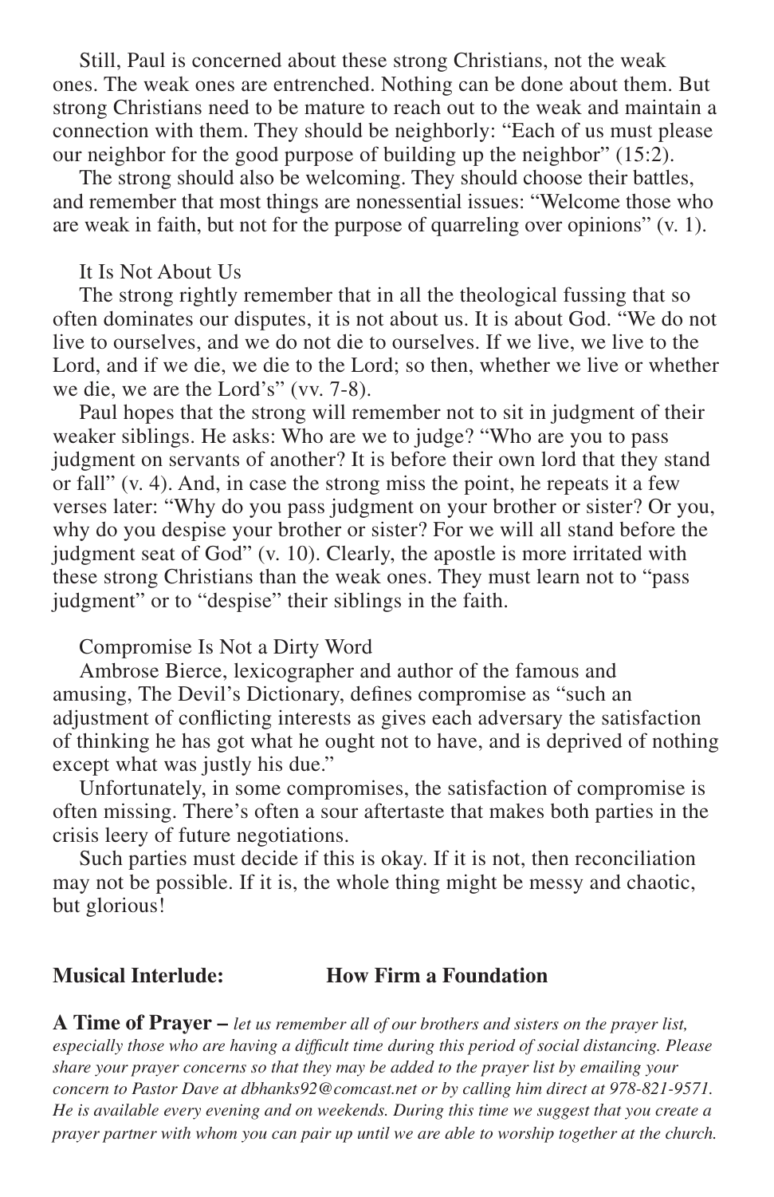Still, Paul is concerned about these strong Christians, not the weak ones. The weak ones are entrenched. Nothing can be done about them. But strong Christians need to be mature to reach out to the weak and maintain a connection with them. They should be neighborly: "Each of us must please our neighbor for the good purpose of building up the neighbor" (15:2).

The strong should also be welcoming. They should choose their battles, and remember that most things are nonessential issues: "Welcome those who are weak in faith, but not for the purpose of quarreling over opinions" (v. 1).

### It Is Not About Us

The strong rightly remember that in all the theological fussing that so often dominates our disputes, it is not about us. It is about God. "We do not live to ourselves, and we do not die to ourselves. If we live, we live to the Lord, and if we die, we die to the Lord; so then, whether we live or whether we die, we are the Lord's" (vv. 7-8).

Paul hopes that the strong will remember not to sit in judgment of their weaker siblings. He asks: Who are we to judge? "Who are you to pass judgment on servants of another? It is before their own lord that they stand or fall" (v. 4). And, in case the strong miss the point, he repeats it a few verses later: "Why do you pass judgment on your brother or sister? Or you, why do you despise your brother or sister? For we will all stand before the judgment seat of God" (v. 10). Clearly, the apostle is more irritated with these strong Christians than the weak ones. They must learn not to "pass judgment" or to "despise" their siblings in the faith.

### Compromise Is Not a Dirty Word

Ambrose Bierce, lexicographer and author of the famous and amusing, The Devil's Dictionary, defines compromise as "such an adjustment of conflicting interests as gives each adversary the satisfaction of thinking he has got what he ought not to have, and is deprived of nothing except what was justly his due."

Unfortunately, in some compromises, the satisfaction of compromise is often missing. There's often a sour aftertaste that makes both parties in the crisis leery of future negotiations.

Such parties must decide if this is okay. If it is not, then reconciliation may not be possible. If it is, the whole thing might be messy and chaotic, but glorious!

**Musical Interlude: How Firm a Foundation**

**A Time of Prayer –** *let us remember all of our brothers and sisters on the prayer list, especially those who are having a difficult time during this period of social distancing. Please share your prayer concerns so that they may be added to the prayer list by emailing your concern to Pastor Dave at dbhanks92@comcast.net or by calling him direct at 978-821-9571. He is available every evening and on weekends. During this time we suggest that you create a prayer partner with whom you can pair up until we are able to worship together at the church.*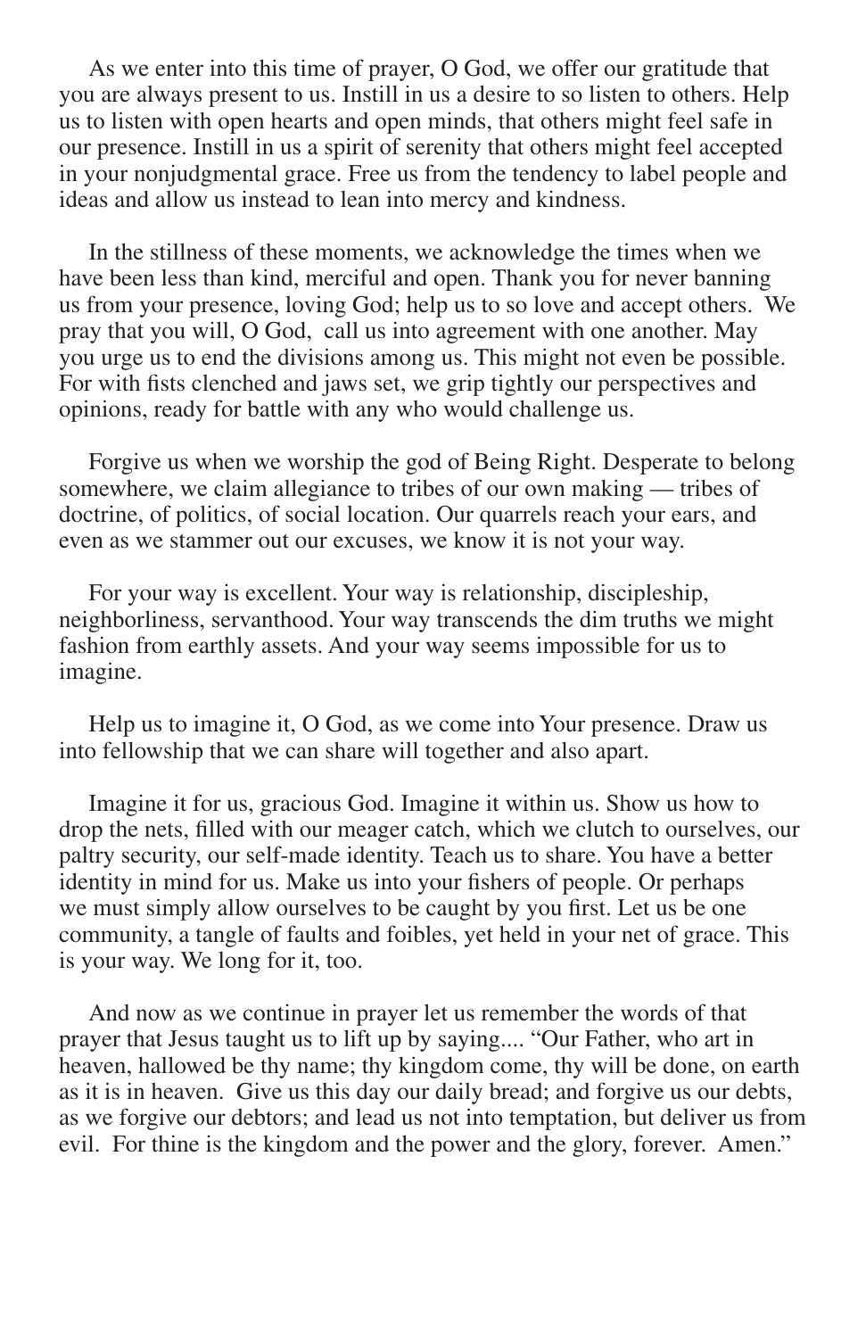As we enter into this time of prayer, O God, we offer our gratitude that you are always present to us. Instill in us a desire to so listen to others. Help us to listen with open hearts and open minds, that others might feel safe in our presence. Instill in us a spirit of serenity that others might feel accepted in your nonjudgmental grace. Free us from the tendency to label people and ideas and allow us instead to lean into mercy and kindness.

In the stillness of these moments, we acknowledge the times when we have been less than kind, merciful and open. Thank you for never banning us from your presence, loving God; help us to so love and accept others. We pray that you will, O God, call us into agreement with one another. May you urge us to end the divisions among us. This might not even be possible. For with fists clenched and jaws set, we grip tightly our perspectives and opinions, ready for battle with any who would challenge us.

Forgive us when we worship the god of Being Right. Desperate to belong somewhere, we claim allegiance to tribes of our own making — tribes of doctrine, of politics, of social location. Our quarrels reach your ears, and even as we stammer out our excuses, we know it is not your way.

For your way is excellent. Your way is relationship, discipleship, neighborliness, servanthood. Your way transcends the dim truths we might fashion from earthly assets. And your way seems impossible for us to imagine.

Help us to imagine it, O God, as we come into Your presence. Draw us into fellowship that we can share will together and also apart.

Imagine it for us, gracious God. Imagine it within us. Show us how to drop the nets, filled with our meager catch, which we clutch to ourselves, our paltry security, our self-made identity. Teach us to share. You have a better identity in mind for us. Make us into your fishers of people. Or perhaps we must simply allow ourselves to be caught by you first. Let us be one community, a tangle of faults and foibles, yet held in your net of grace. This is your way. We long for it, too.

And now as we continue in prayer let us remember the words of that prayer that Jesus taught us to lift up by saying.... "Our Father, who art in heaven, hallowed be thy name; thy kingdom come, thy will be done, on earth as it is in heaven. Give us this day our daily bread; and forgive us our debts, as we forgive our debtors; and lead us not into temptation, but deliver us from evil. For thine is the kingdom and the power and the glory, forever. Amen."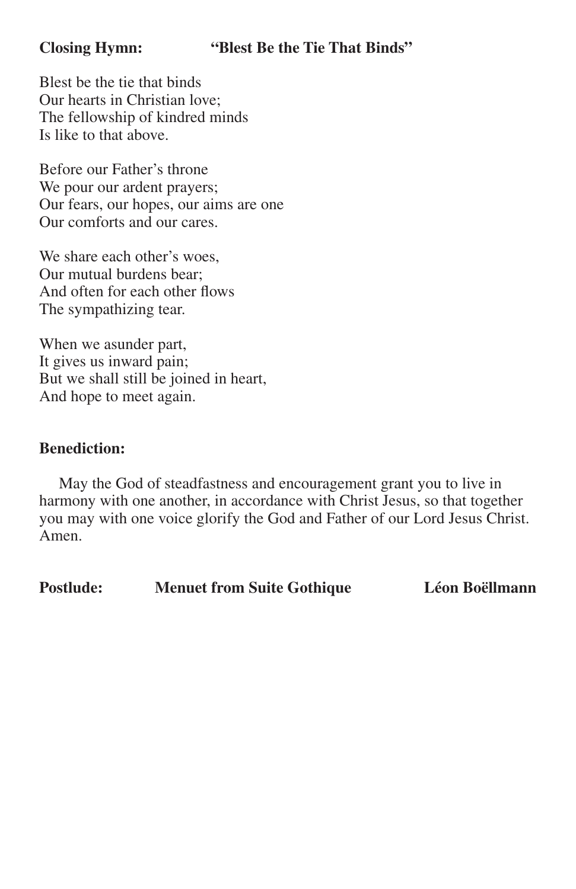**Closing Hymn:** **"Blest Be the Tie That Binds"**

Blest be the tie that binds
Our hearts in Christian love;
The fellowship of kindred minds
Is like to that above.

Before our Father's throne
We pour our ardent prayers;
Our fears, our hopes, our aims are one
Our comforts and our cares.

We share each other's woes,
Our mutual burdens bear;
And often for each other flows
The sympathizing tear.

When we asunder part,
It gives us inward pain;
But we shall still be joined in heart,
And hope to meet again.

**Benediction:**

May the God of steadfastness and encouragement grant you to live in harmony with one another, in accordance with Christ Jesus, so that together you may with one voice glorify the God and Father of our Lord Jesus Christ. Amen.

**Postlude:** **Menuet from Suite Gothique** **Léon Boëllmann**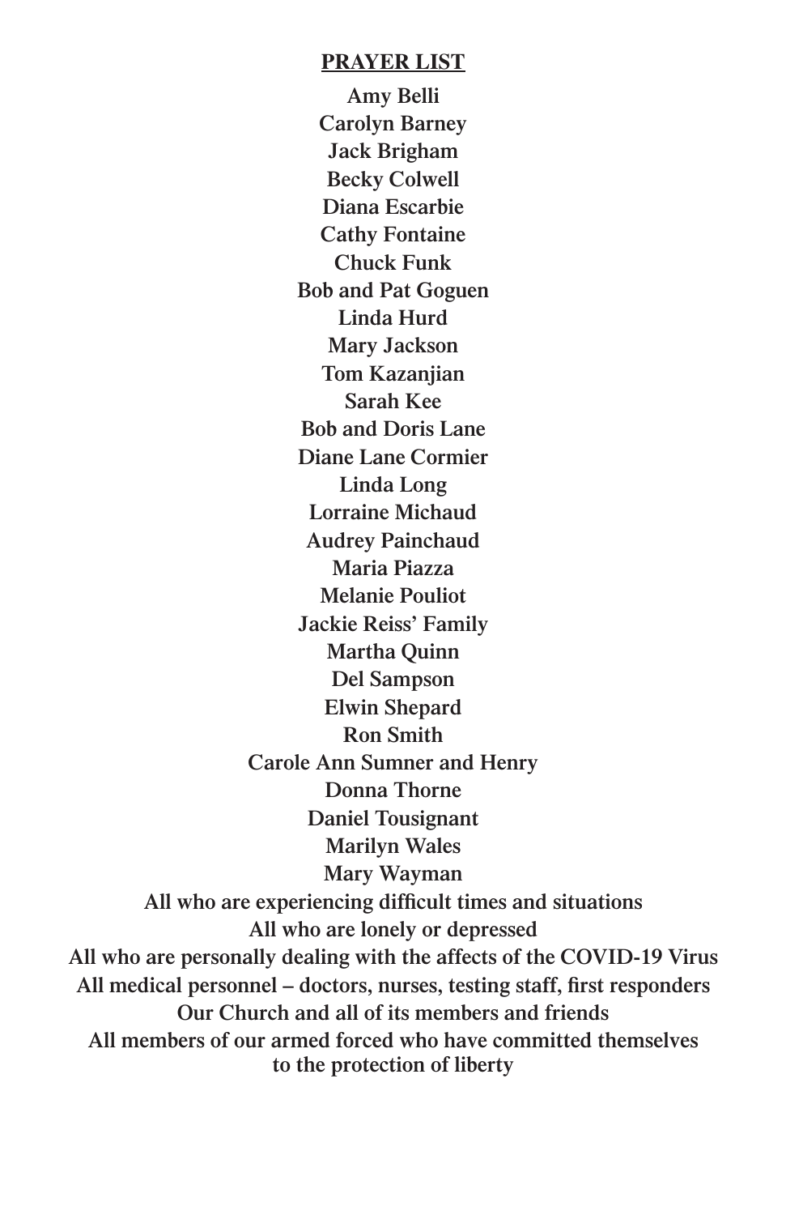## PRAYER LIST

Amy Belli
Carolyn Barney
Jack Brigham
Becky Colwell
Diana Escarbie
Cathy Fontaine
Chuck Funk
Bob and Pat Goguen
Linda Hurd
Mary Jackson
Tom Kazanjian
Sarah Kee
Bob and Doris Lane
Diane Lane Cormier
Linda Long
Lorraine Michaud
Audrey Painchaud
Maria Piazza
Melanie Pouliot
Jackie Reiss' Family
Martha Quinn
Del Sampson
Elwin Shepard
Ron Smith
Carole Ann Sumner and Henry
Donna Thorne
Daniel Tousignant
Marilyn Wales
Mary Wayman
All who are experiencing difficult times and situations
All who are lonely or depressed
All who are personally dealing with the affects of the COVID-19 Virus
All medical personnel – doctors, nurses, testing staff, first responders
Our Church and all of its members and friends
All members of our armed forced who have committed themselves to the protection of liberty